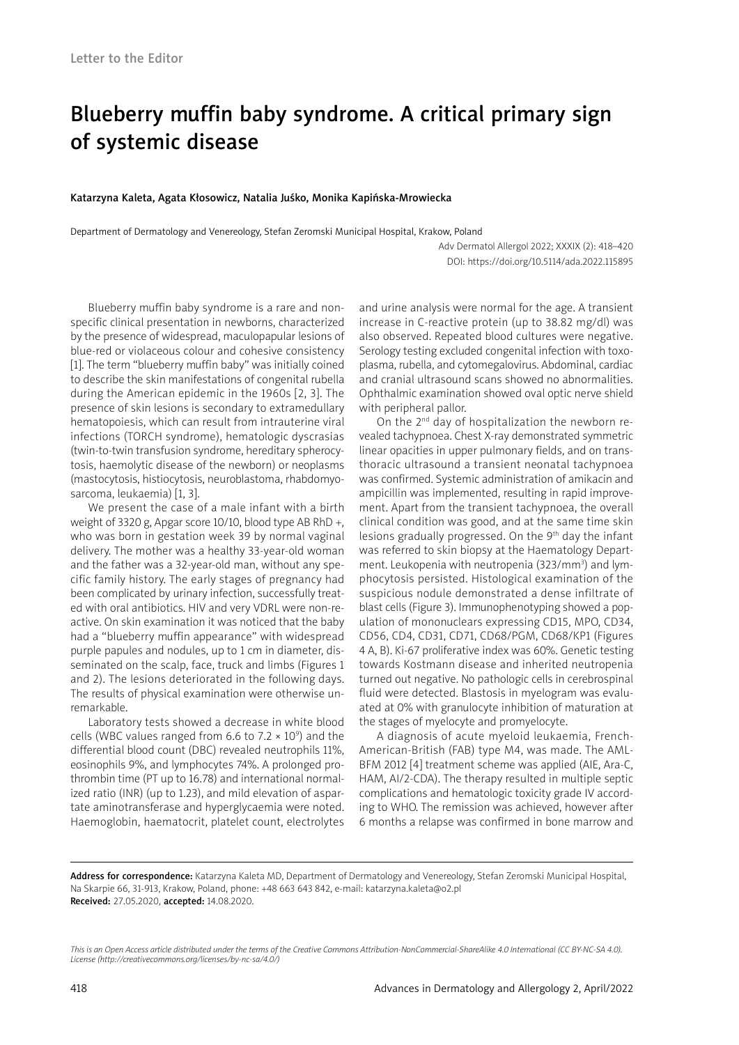Letter to the Editor

# Blueberry muffin baby syndrome. A critical primary sign of systemic disease

**Katarzyna Kaleta, Agata Kłosowicz, Natalia Juśko, Monika Kapińska-Mrowiecka**

Department of Dermatology and Venereology, Stefan Zeromski Municipal Hospital, Krakow, Poland

Adv Dermatol Allergol 2022; XXXIX (2): 418–420
DOI: https://doi.org/10.5114/ada.2022.115895

Blueberry muffin baby syndrome is a rare and nonspecific clinical presentation in newborns, characterized by the presence of widespread, maculopapular lesions of blue-red or violaceous colour and cohesive consistency [1]. The term "blueberry muffin baby" was initially coined to describe the skin manifestations of congenital rubella during the American epidemic in the 1960s [2, 3]. The presence of skin lesions is secondary to extramedullary hematopoiesis, which can result from intrauterine viral infections (TORCH syndrome), hematologic dyscrasias (twin-to-twin transfusion syndrome, hereditary spherocytosis, haemolytic disease of the newborn) or neoplasms (mastocytosis, histiocytosis, neuroblastoma, rhabdomyosarcoma, leukaemia) [1, 3].

We present the case of a male infant with a birth weight of 3320 g, Apgar score 10/10, blood type AB RhD +, who was born in gestation week 39 by normal vaginal delivery. The mother was a healthy 33-year-old woman and the father was a 32-year-old man, without any specific family history. The early stages of pregnancy had been complicated by urinary infection, successfully treated with oral antibiotics. HIV and very VDRL were non-reactive. On skin examination it was noticed that the baby had a "blueberry muffin appearance" with widespread purple papules and nodules, up to 1 cm in diameter, disseminated on the scalp, face, truck and limbs (Figures 1 and 2). The lesions deteriorated in the following days. The results of physical examination were otherwise unremarkable.

Laboratory tests showed a decrease in white blood cells (WBC values ranged from 6.6 to 7.2 × $10^9$) and the differential blood count (DBC) revealed neutrophils 11%, eosinophils 9%, and lymphocytes 74%. A prolonged prothrombin time (PT up to 16.78) and international normalized ratio (INR) (up to 1.23), and mild elevation of aspartate aminotransferase and hyperglycaemia were noted. Haemoglobin, haematocrit, platelet count, electrolytes and urine analysis were normal for the age. A transient increase in C-reactive protein (up to 38.82 mg/dl) was also observed. Repeated blood cultures were negative. Serology testing excluded congenital infection with toxoplasma, rubella, and cytomegalovirus. Abdominal, cardiac and cranial ultrasound scans showed no abnormalities. Ophthalmic examination showed oval optic nerve shield with peripheral pallor.

On the 2nd day of hospitalization the newborn revealed tachypnoea. Chest X-ray demonstrated symmetric linear opacities in upper pulmonary fields, and on transthoracic ultrasound a transient neonatal tachypnoea was confirmed. Systemic administration of amikacin and ampicillin was implemented, resulting in rapid improvement. Apart from the transient tachypnoea, the overall clinical condition was good, and at the same time skin lesions gradually progressed. On the 9th day the infant was referred to skin biopsy at the Haematology Department. Leukopenia with neutropenia (323/mm$^3$) and lymphocytosis persisted. Histological examination of the suspicious nodule demonstrated a dense infiltrate of blast cells (Figure 3). Immunophenotyping showed a population of mononuclears expressing CD15, MPO, CD34, CD56, CD4, CD31, CD71, CD68/PGM, CD68/KP1 (Figures 4 A, B). Ki-67 proliferative index was 60%. Genetic testing towards Kostmann disease and inherited neutropenia turned out negative. No pathologic cells in cerebrospinal fluid were detected. Blastosis in myelogram was evaluated at 0% with granulocyte inhibition of maturation at the stages of myelocyte and promyelocyte.

A diagnosis of acute myeloid leukaemia, French-American-British (FAB) type M4, was made. The AML-BFM 2012 [4] treatment scheme was applied (AIE, Ara-C, HAM, AI/2-CDA). The therapy resulted in multiple septic complications and hematologic toxicity grade IV according to WHO. The remission was achieved, however after 6 months a relapse was confirmed in bone marrow and

**Address for correspondence:** Katarzyna Kaleta MD, Department of Dermatology and Venereology, Stefan Zeromski Municipal Hospital, Na Skarpie 66, 31-913, Krakow, Poland, phone: +48 663 643 842, e-mail: katarzyna.kaleta@o2.pl
**Received:** 27.05.2020, **accepted:** 14.08.2020.

*This is an Open Access article distributed under the terms of the Creative Commons Attribution-NonCommercial-ShareAlike 4.0 International (CC BY-NC-SA 4.0). License (http://creativecommons.org/licenses/by-nc-sa/4.0/)*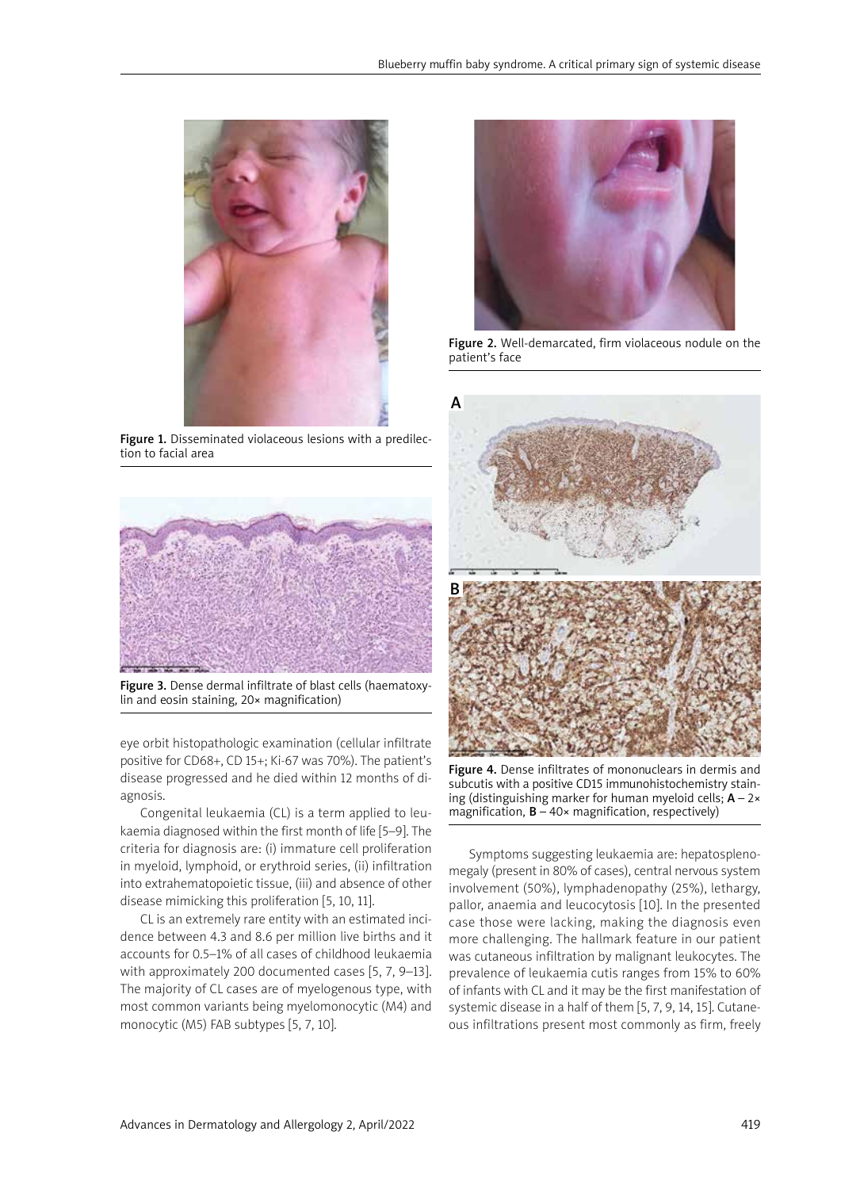Figure 1. Disseminated violaceous lesions with a predilection to facial area

Figure 2. Well-demarcated, firm violaceous nodule on the patient's face

Figure 3. Dense dermal infiltrate of blast cells (haematoxylin and eosin staining, 20× magnification)

Figure 4. Dense infiltrates of mononuclears in dermis and subcutis with a positive CD15 immunohistochemistry staining (distinguishing marker for human myeloid cells; **A** – 2× magnification, **B** – 40× magnification, respectively)

eye orbit histopathologic examination (cellular infiltrate positive for CD68+, CD 15+; Ki-67 was 70%). The patient's disease progressed and he died within 12 months of diagnosis.

Congenital leukaemia (CL) is a term applied to leukaemia diagnosed within the first month of life [5–9]. The criteria for diagnosis are: (i) immature cell proliferation in myeloid, lymphoid, or erythroid series, (ii) infiltration into extrahematopoietic tissue, (iii) and absence of other disease mimicking this proliferation [5, 10, 11].

CL is an extremely rare entity with an estimated incidence between 4.3 and 8.6 per million live births and it accounts for 0.5–1% of all cases of childhood leukaemia with approximately 200 documented cases [5, 7, 9–13]. The majority of CL cases are of myelogenous type, with most common variants being myelomonocytic (M4) and monocytic (M5) FAB subtypes [5, 7, 10].

Symptoms suggesting leukaemia are: hepatosplenomegaly (present in 80% of cases), central nervous system involvement (50%), lymphadenopathy (25%), lethargy, pallor, anaemia and leucocytosis [10]. In the presented case those were lacking, making the diagnosis even more challenging. The hallmark feature in our patient was cutaneous infiltration by malignant leukocytes. The prevalence of leukaemia cutis ranges from 15% to 60% of infants with CL and it may be the first manifestation of systemic disease in a half of them [5, 7, 9, 14, 15]. Cutaneous infiltrations present most commonly as firm, freely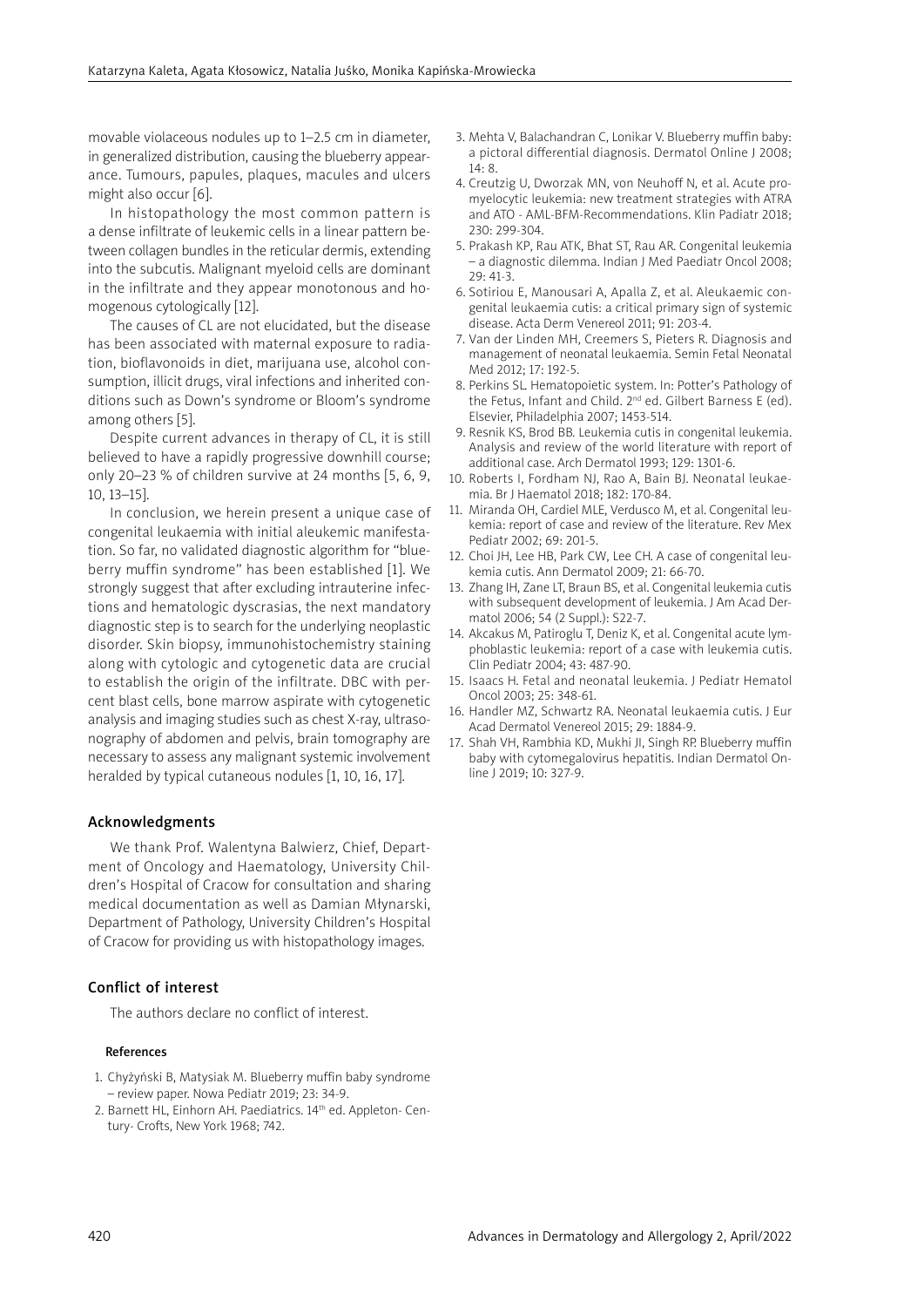movable violaceous nodules up to 1–2.5 cm in diameter, in generalized distribution, causing the blueberry appearance. Tumours, papules, plaques, macules and ulcers might also occur [6].

In histopathology the most common pattern is a dense infiltrate of leukemic cells in a linear pattern between collagen bundles in the reticular dermis, extending into the subcutis. Malignant myeloid cells are dominant in the infiltrate and they appear monotonous and homogenous cytologically [12].

The causes of CL are not elucidated, but the disease has been associated with maternal exposure to radiation, bioflavonoids in diet, marijuana use, alcohol consumption, illicit drugs, viral infections and inherited conditions such as Down's syndrome or Bloom's syndrome among others [5].

Despite current advances in therapy of CL, it is still believed to have a rapidly progressive downhill course; only 20–23 % of children survive at 24 months [5, 6, 9, 10, 13–15].

In conclusion, we herein present a unique case of congenital leukaemia with initial aleukemic manifestation. So far, no validated diagnostic algorithm for "blueberry muffin syndrome" has been established [1]. We strongly suggest that after excluding intrauterine infections and hematologic dyscrasias, the next mandatory diagnostic step is to search for the underlying neoplastic disorder. Skin biopsy, immunohistochemistry staining along with cytologic and cytogenetic data are crucial to establish the origin of the infiltrate. DBC with percent blast cells, bone marrow aspirate with cytogenetic analysis and imaging studies such as chest X-ray, ultrasonography of abdomen and pelvis, brain tomography are necessary to assess any malignant systemic involvement heralded by typical cutaneous nodules [1, 10, 16, 17].

## Acknowledgments

We thank Prof. Walentyna Balwierz, Chief, Department of Oncology and Haematology, University Children's Hospital of Cracow for consultation and sharing medical documentation as well as Damian Młynarski, Department of Pathology, University Children's Hospital of Cracow for providing us with histopathology images.

## Conflict of interest

The authors declare no conflict of interest.

### References

1. Chyżyński B, Matysiak M. Blueberry muffin baby syndrome – review paper. Nowa Pediatr 2019; 23: 34-9.
2. Barnett HL, Einhorn AH. Paediatrics. 14th ed. Appleton- Century- Crofts, New York 1968; 742.
3. Mehta V, Balachandran C, Lonikar V. Blueberry muffin baby: a pictoral differential diagnosis. Dermatol Online J 2008; 14: 8.
4. Creutzig U, Dworzak MN, von Neuhoff N, et al. Acute promyelocytic leukemia: new treatment strategies with ATRA and ATO - AML-BFM-Recommendations. Klin Padiatr 2018; 230: 299-304.
5. Prakash KP, Rau ATK, Bhat ST, Rau AR. Congenital leukemia – a diagnostic dilemma. Indian J Med Paediatr Oncol 2008; 29: 41-3.
6. Sotiriou E, Manousari A, Apalla Z, et al. Aleukaemic congenital leukaemia cutis: a critical primary sign of systemic disease. Acta Derm Venereol 2011; 91: 203-4.
7. Van der Linden MH, Creemers S, Pieters R. Diagnosis and management of neonatal leukaemia. Semin Fetal Neonatal Med 2012; 17: 192-5.
8. Perkins SL. Hematopoietic system. In: Potter's Pathology of the Fetus, Infant and Child. 2nd ed. Gilbert Barness E (ed). Elsevier, Philadelphia 2007; 1453-514.
9. Resnik KS, Brod BB. Leukemia cutis in congenital leukemia. Analysis and review of the world literature with report of additional case. Arch Dermatol 1993; 129: 1301-6.
10. Roberts I, Fordham NJ, Rao A, Bain BJ. Neonatal leukaemia. Br J Haematol 2018; 182: 170-84.
11. Miranda OH, Cardiel MLE, Verdusco M, et al. Congenital leukemia: report of case and review of the literature. Rev Mex Pediatr 2002; 69: 201-5.
12. Choi JH, Lee HB, Park CW, Lee CH. A case of congenital leukemia cutis. Ann Dermatol 2009; 21: 66-70.
13. Zhang IH, Zane LT, Braun BS, et al. Congenital leukemia cutis with subsequent development of leukemia. J Am Acad Dermatol 2006; 54 (2 Suppl.): S22-7.
14. Akcakus M, Patiroglu T, Deniz K, et al. Congenital acute lymphoblastic leukemia: report of a case with leukemia cutis. Clin Pediatr 2004; 43: 487-90.
15. Isaacs H. Fetal and neonatal leukemia. J Pediatr Hematol Oncol 2003; 25: 348-61.
16. Handler MZ, Schwartz RA. Neonatal leukaemia cutis. J Eur Acad Dermatol Venereol 2015; 29: 1884-9.
17. Shah VH, Rambhia KD, Mukhi JI, Singh RP. Blueberry muffin baby with cytomegalovirus hepatitis. Indian Dermatol Online J 2019; 10: 327-9.